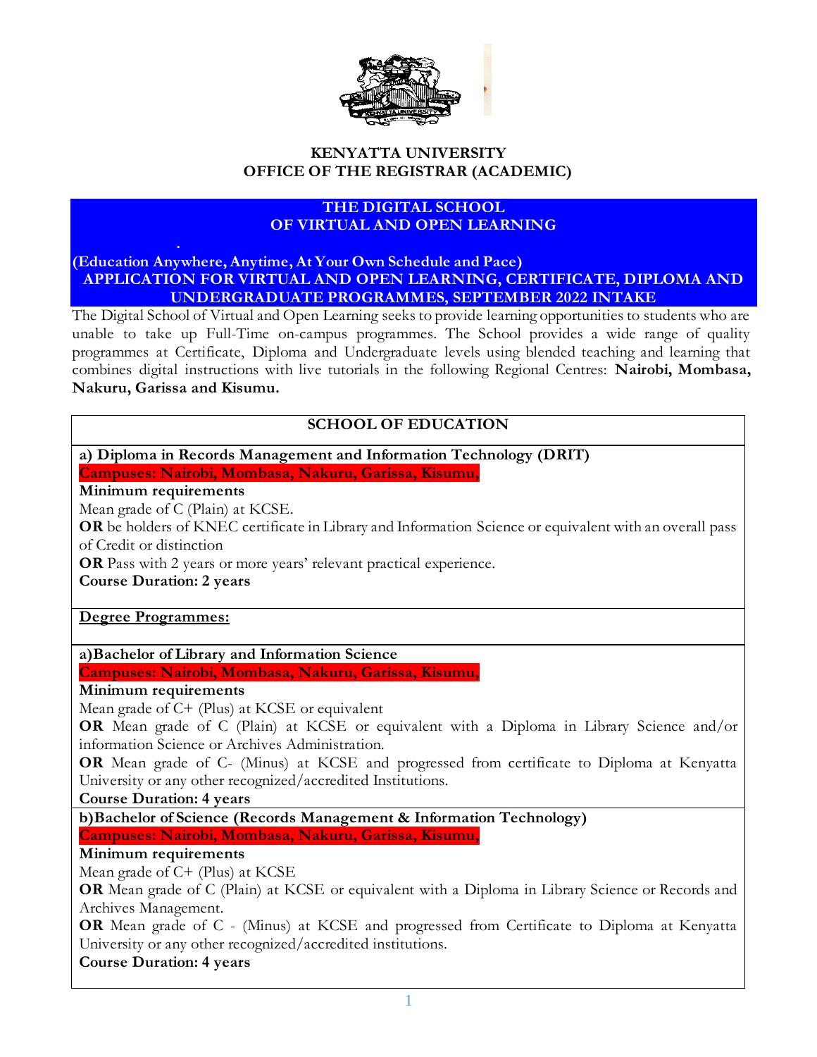**KENYATTA UNIVERSITY**
**OFFICE OF THE REGISTRAR (ACADEMIC)**

# THE DIGITAL SCHOOL OF VIRTUAL AND OPEN LEARNING

**(Education Anywhere, Anytime, At Your Own Schedule and Pace)**

## APPLICATION FOR VIRTUAL AND OPEN LEARNING, CERTIFICATE, DIPLOMA AND UNDERGRADUATE PROGRAMMES, SEPTEMBER 2022 INTAKE

The Digital School of Virtual and Open Learning seeks to provide learning opportunities to students who are unable to take up Full-Time on-campus programmes. The School provides a wide range of quality programmes at Certificate, Diploma and Undergraduate levels using blended teaching and learning that combines digital instructions with live tutorials in the following Regional Centres: **Nairobi, Mombasa, Nakuru, Garissa and Kisumu.**

## SCHOOL OF EDUCATION

**a) Diploma in Records Management and Information Technology (DRIT)**

**Campuses: Nairobi, Mombasa, Nakuru, Garissa, Kisumu,**

**Minimum requirements**

Mean grade of C (Plain) at KCSE.

**OR** be holders of KNEC certificate in Library and Information Science or equivalent with an overall pass of Credit or distinction

**OR** Pass with 2 years or more years' relevant practical experience.

**Course Duration: 2 years**

**Degree Programmes:**

**a)Bachelor of Library and Information Science**

**Campuses: Nairobi, Mombasa, Nakuru, Garissa, Kisumu,**

**Minimum requirements**

Mean grade of C+ (Plus) at KCSE or equivalent

**OR** Mean grade of C (Plain) at KCSE or equivalent with a Diploma in Library Science and/or information Science or Archives Administration.

**OR** Mean grade of C- (Minus) at KCSE and progressed from certificate to Diploma at Kenyatta University or any other recognized/accredited Institutions.

**Course Duration: 4 years**

**b)Bachelor of Science (Records Management & Information Technology)**

**Campuses: Nairobi, Mombasa, Nakuru, Garissa, Kisumu,**

**Minimum requirements**

Mean grade of C+ (Plus) at KCSE

**OR** Mean grade of C (Plain) at KCSE or equivalent with a Diploma in Library Science or Records and Archives Management.

**OR** Mean grade of C - (Minus) at KCSE and progressed from Certificate to Diploma at Kenyatta University or any other recognized/accredited institutions.

**Course Duration: 4 years**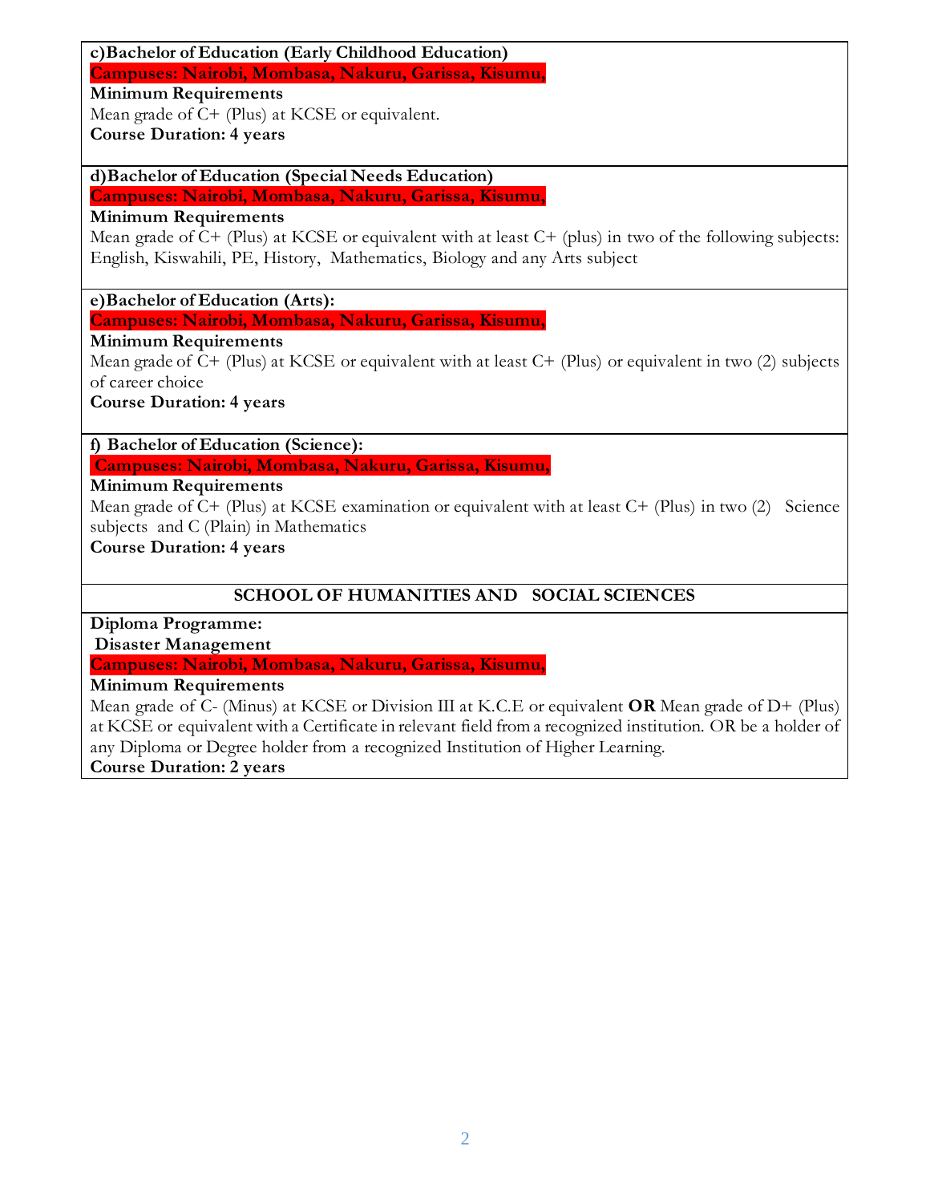**c)Bachelor of Education (Early Childhood Education)**

**Campuses: Nairobi, Mombasa, Nakuru, Garissa, Kisumu,**

**Minimum Requirements**

Mean grade of C+ (Plus) at KCSE or equivalent.

**Course Duration: 4 years**

**d)Bachelor of Education (Special Needs Education)**

**Campuses: Nairobi, Mombasa, Nakuru, Garissa, Kisumu,**

**Minimum Requirements**

Mean grade of C+ (Plus) at KCSE or equivalent with at least C+ (plus) in two of the following subjects: English, Kiswahili, PE, History, Mathematics, Biology and any Arts subject

**e)Bachelor of Education (Arts):**

**Campuses: Nairobi, Mombasa, Nakuru, Garissa, Kisumu,**

**Minimum Requirements**

Mean grade of C+ (Plus) at KCSE or equivalent with at least C+ (Plus) or equivalent in two (2) subjects of career choice

**Course Duration: 4 years**

**f) Bachelor of Education (Science):**

**Campuses: Nairobi, Mombasa, Nakuru, Garissa, Kisumu,**

**Minimum Requirements**

Mean grade of C+ (Plus) at KCSE examination or equivalent with at least C+ (Plus) in two (2) Science subjects and C (Plain) in Mathematics

**Course Duration: 4 years**

## SCHOOL OF HUMANITIES AND SOCIAL SCIENCES

**Diploma Programme:**

**Disaster Management**

**Campuses: Nairobi, Mombasa, Nakuru, Garissa, Kisumu,**

**Minimum Requirements**

Mean grade of C- (Minus) at KCSE or Division III at K.C.E or equivalent **OR** Mean grade of D+ (Plus) at KCSE or equivalent with a Certificate in relevant field from a recognized institution. OR be a holder of any Diploma or Degree holder from a recognized Institution of Higher Learning.

**Course Duration: 2 years**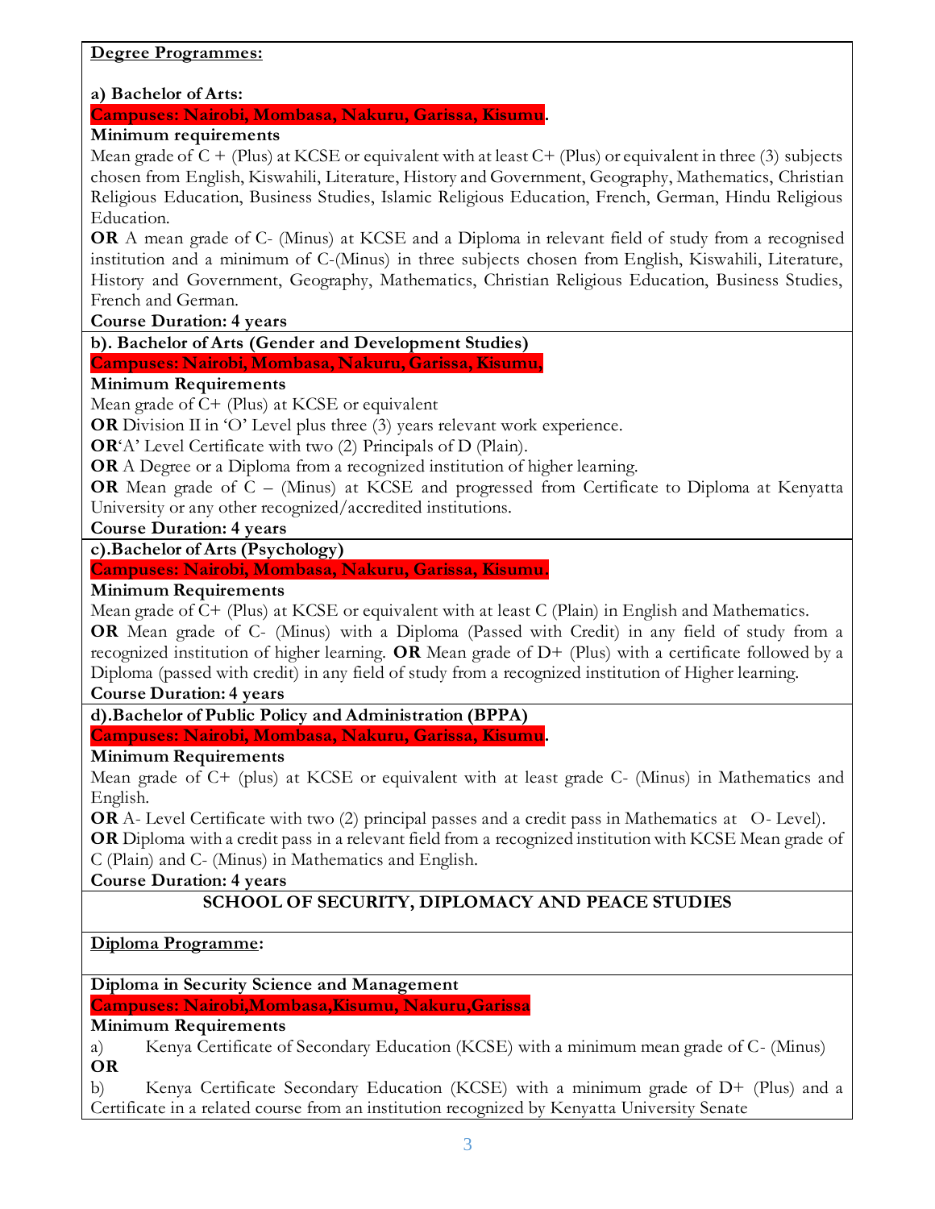**Degree Programmes:**

**a) Bachelor of Arts:**

**Campuses: Nairobi, Mombasa, Nakuru, Garissa, Kisumu.**

**Minimum requirements**

Mean grade of C + (Plus) at KCSE or equivalent with at least C+ (Plus) or equivalent in three (3) subjects chosen from English, Kiswahili, Literature, History and Government, Geography, Mathematics, Christian Religious Education, Business Studies, Islamic Religious Education, French, German, Hindu Religious Education.

**OR** A mean grade of C- (Minus) at KCSE and a Diploma in relevant field of study from a recognised institution and a minimum of C-(Minus) in three subjects chosen from English, Kiswahili, Literature, History and Government, Geography, Mathematics, Christian Religious Education, Business Studies, French and German.

**Course Duration: 4 years**

**b). Bachelor of Arts (Gender and Development Studies)**

**Campuses: Nairobi, Mombasa, Nakuru, Garissa, Kisumu,**

**Minimum Requirements**

Mean grade of C+ (Plus) at KCSE or equivalent

**OR** Division II in 'O' Level plus three (3) years relevant work experience.

**OR**'A' Level Certificate with two (2) Principals of D (Plain).

**OR** A Degree or a Diploma from a recognized institution of higher learning.

**OR** Mean grade of C – (Minus) at KCSE and progressed from Certificate to Diploma at Kenyatta University or any other recognized/accredited institutions.

**Course Duration: 4 years**

**c).Bachelor of Arts (Psychology)**

**Campuses: Nairobi, Mombasa, Nakuru, Garissa, Kisumu.**

**Minimum Requirements**

Mean grade of C+ (Plus) at KCSE or equivalent with at least C (Plain) in English and Mathematics.

**OR** Mean grade of C- (Minus) with a Diploma (Passed with Credit) in any field of study from a recognized institution of higher learning. **OR** Mean grade of D+ (Plus) with a certificate followed by a Diploma (passed with credit) in any field of study from a recognized institution of Higher learning.

**Course Duration: 4 years**

**d).Bachelor of Public Policy and Administration (BPPA)**

**Campuses: Nairobi, Mombasa, Nakuru, Garissa, Kisumu.**

**Minimum Requirements**

Mean grade of C+ (plus) at KCSE or equivalent with at least grade C- (Minus) in Mathematics and English.

**OR** A- Level Certificate with two (2) principal passes and a credit pass in Mathematics at O- Level).

**OR** Diploma with a credit pass in a relevant field from a recognized institution with KCSE Mean grade of C (Plain) and C- (Minus) in Mathematics and English.

**Course Duration: 4 years**

## SCHOOL OF SECURITY, DIPLOMACY AND PEACE STUDIES

**Diploma Programme:**

**Diploma in Security Science and Management**

**Campuses: Nairobi,Mombasa,Kisumu, Nakuru,Garissa**

**Minimum Requirements**

a) Kenya Certificate of Secondary Education (KCSE) with a minimum mean grade of C- (Minus)

**OR**

b) Kenya Certificate Secondary Education (KCSE) with a minimum grade of D+ (Plus) and a Certificate in a related course from an institution recognized by Kenyatta University Senate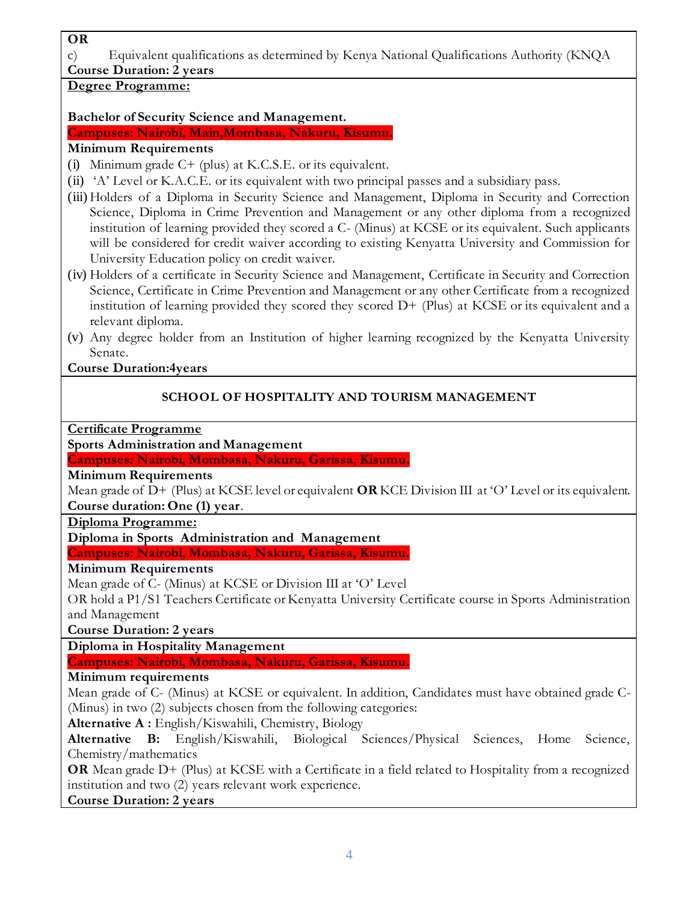**OR**

c) Equivalent qualifications as determined by Kenya National Qualifications Authority (KNQA

**Course Duration: 2 years**

**Degree Programme:**

**Bachelor of Security Science and Management.**

**Campuses: Nairobi, Main,Mombasa, Nakuru, Kisumu.**

**Minimum Requirements**

(i) Minimum grade C+ (plus) at K.C.S.E. or its equivalent.
(ii) 'A' Level or K.A.C.E. or its equivalent with two principal passes and a subsidiary pass.
(iii) Holders of a Diploma in Security Science and Management, Diploma in Security and Correction Science, Diploma in Crime Prevention and Management or any other diploma from a recognized institution of learning provided they scored a C- (Minus) at KCSE or its equivalent. Such applicants will be considered for credit waiver according to existing Kenyatta University and Commission for University Education policy on credit waiver.
(iv) Holders of a certificate in Security Science and Management, Certificate in Security and Correction Science, Certificate in Crime Prevention and Management or any other Certificate from a recognized institution of learning provided they scored they scored D+ (Plus) at KCSE or its equivalent and a relevant diploma.
(v) Any degree holder from an Institution of higher learning recognized by the Kenyatta University Senate.

**Course Duration:4years**

## SCHOOL OF HOSPITALITY AND TOURISM MANAGEMENT

**Certificate Programme**

**Sports Administration and Management**

**Campuses: Nairobi, Mombasa, Nakuru, Garissa, Kisumu.**

**Minimum Requirements**

Mean grade of D+ (Plus) at KCSE level or equivalent **OR** KCE Division III at 'O' Level or its equivalent.

**Course duration: One (1) year**.

**Diploma Programme:**

**Diploma in Sports Administration and Management**

**Campuses: Nairobi, Mombasa, Nakuru, Garissa, Kisumu.**

**Minimum Requirements**

Mean grade of C- (Minus) at KCSE or Division III at 'O' Level

OR hold a P1/S1 Teachers Certificate or Kenyatta University Certificate course in Sports Administration and Management

**Course Duration: 2 years**

**Diploma in Hospitality Management**

**Campuses: Nairobi, Mombasa, Nakuru, Garissa, Kisumu.**

**Minimum requirements**

Mean grade of C- (Minus) at KCSE or equivalent. In addition, Candidates must have obtained grade C- (Minus) in two (2) subjects chosen from the following categories:

**Alternative A :** English/Kiswahili, Chemistry, Biology

**Alternative B:** English/Kiswahili, Biological Sciences/Physical Sciences, Home Science, Chemistry/mathematics

**OR** Mean grade D+ (Plus) at KCSE with a Certificate in a field related to Hospitality from a recognized institution and two (2) years relevant work experience.

**Course Duration: 2 years**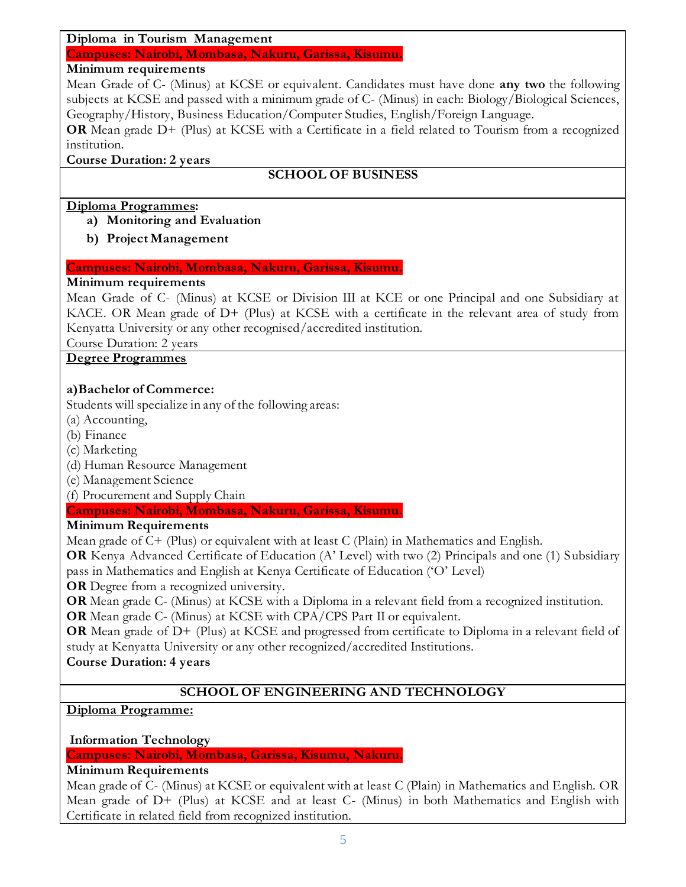**Diploma in Tourism Management**

**Campuses: Nairobi, Mombasa, Nakuru, Garissa, Kisumu.**

**Minimum requirements**

Mean Grade of C- (Minus) at KCSE or equivalent. Candidates must have done **any two** the following subjects at KCSE and passed with a minimum grade of C- (Minus) in each: Biology/Biological Sciences, Geography/History, Business Education/Computer Studies, English/Foreign Language.

**OR** Mean grade D+ (Plus) at KCSE with a Certificate in a field related to Tourism from a recognized institution.

**Course Duration: 2 years**

## SCHOOL OF BUSINESS

**Diploma Programmes:**

a) **Monitoring and Evaluation**
b) **Project Management**

**Campuses: Nairobi, Mombasa, Nakuru, Garissa, Kisumu.**

**Minimum requirements**

Mean Grade of C- (Minus) at KCSE or Division III at KCE or one Principal and one Subsidiary at KACE. OR Mean grade of D+ (Plus) at KCSE with a certificate in the relevant area of study from Kenyatta University or any other recognised/accredited institution.

Course Duration: 2 years

**Degree Programmes**

**a)Bachelor of Commerce:**

Students will specialize in any of the following areas:

(a) Accounting,
(b) Finance
(c) Marketing
(d) Human Resource Management
(e) Management Science
(f) Procurement and Supply Chain

**Campuses: Nairobi, Mombasa, Nakuru, Garissa, Kisumu.**

**Minimum Requirements**

Mean grade of C+ (Plus) or equivalent with at least C (Plain) in Mathematics and English.

**OR** Kenya Advanced Certificate of Education (A' Level) with two (2) Principals and one (1) Subsidiary pass in Mathematics and English at Kenya Certificate of Education ('O' Level)

**OR** Degree from a recognized university.

**OR** Mean grade C- (Minus) at KCSE with a Diploma in a relevant field from a recognized institution.

**OR** Mean grade C- (Minus) at KCSE with CPA/CPS Part II or equivalent.

**OR** Mean grade of D+ (Plus) at KCSE and progressed from certificate to Diploma in a relevant field of study at Kenyatta University or any other recognized/accredited Institutions.

**Course Duration: 4 years**

## SCHOOL OF ENGINEERING AND TECHNOLOGY

**Diploma Programme:**

**Information Technology**

**Campuses: Nairobi, Mombasa, Garissa, Kisumu, Nakuru.**

**Minimum Requirements**

Mean grade of C- (Minus) at KCSE or equivalent with at least C (Plain) in Mathematics and English. OR Mean grade of D+ (Plus) at KCSE and at least C- (Minus) in both Mathematics and English with Certificate in related field from recognized institution.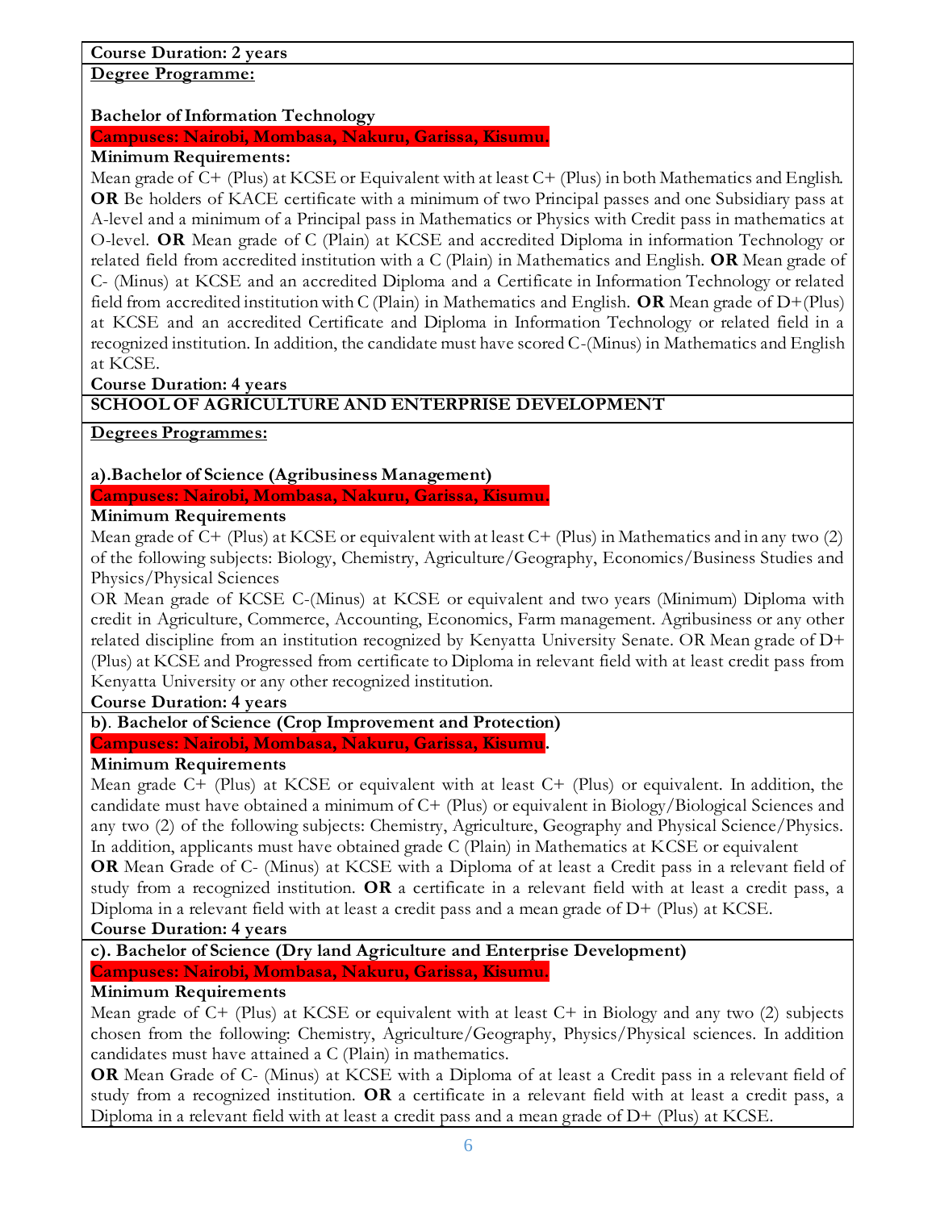**Course Duration: 2 years**

**Degree Programme:**

**Bachelor of Information Technology**

**Campuses: Nairobi, Mombasa, Nakuru, Garissa, Kisumu.**

**Minimum Requirements:**

Mean grade of C+ (Plus) at KCSE or Equivalent with at least C+ (Plus) in both Mathematics and English. **OR** Be holders of KACE certificate with a minimum of two Principal passes and one Subsidiary pass at A-level and a minimum of a Principal pass in Mathematics or Physics with Credit pass in mathematics at O-level. **OR** Mean grade of C (Plain) at KCSE and accredited Diploma in information Technology or related field from accredited institution with a C (Plain) in Mathematics and English. **OR** Mean grade of C- (Minus) at KCSE and an accredited Diploma and a Certificate in Information Technology or related field from accredited institution with C (Plain) in Mathematics and English. **OR** Mean grade of D+(Plus) at KCSE and an accredited Certificate and Diploma in Information Technology or related field in a recognized institution. In addition, the candidate must have scored C-(Minus) in Mathematics and English at KCSE.

**Course Duration: 4 years**

## SCHOOL OF AGRICULTURE AND ENTERPRISE DEVELOPMENT

**Degrees Programmes:**

**a).Bachelor of Science (Agribusiness Management)**

**Campuses: Nairobi, Mombasa, Nakuru, Garissa, Kisumu.**

**Minimum Requirements**

Mean grade of C+ (Plus) at KCSE or equivalent with at least C+ (Plus) in Mathematics and in any two (2) of the following subjects: Biology, Chemistry, Agriculture/Geography, Economics/Business Studies and Physics/Physical Sciences

OR Mean grade of KCSE C-(Minus) at KCSE or equivalent and two years (Minimum) Diploma with credit in Agriculture, Commerce, Accounting, Economics, Farm management. Agribusiness or any other related discipline from an institution recognized by Kenyatta University Senate. OR Mean grade of D+ (Plus) at KCSE and Progressed from certificate to Diploma in relevant field with at least credit pass from Kenyatta University or any other recognized institution.

**Course Duration: 4 years**

**b). Bachelor of Science (Crop Improvement and Protection)**

**Campuses: Nairobi, Mombasa, Nakuru, Garissa, Kisumu.**

**Minimum Requirements**

Mean grade C+ (Plus) at KCSE or equivalent with at least C+ (Plus) or equivalent. In addition, the candidate must have obtained a minimum of C+ (Plus) or equivalent in Biology/Biological Sciences and any two (2) of the following subjects: Chemistry, Agriculture, Geography and Physical Science/Physics. In addition, applicants must have obtained grade C (Plain) in Mathematics at KCSE or equivalent

**OR** Mean Grade of C- (Minus) at KCSE with a Diploma of at least a Credit pass in a relevant field of study from a recognized institution. **OR** a certificate in a relevant field with at least a credit pass, a Diploma in a relevant field with at least a credit pass and a mean grade of D+ (Plus) at KCSE.

**Course Duration: 4 years**

**c). Bachelor of Science (Dry land Agriculture and Enterprise Development)**

**Campuses: Nairobi, Mombasa, Nakuru, Garissa, Kisumu.**

**Minimum Requirements**

Mean grade of C+ (Plus) at KCSE or equivalent with at least C+ in Biology and any two (2) subjects chosen from the following: Chemistry, Agriculture/Geography, Physics/Physical sciences. In addition candidates must have attained a C (Plain) in mathematics.

**OR** Mean Grade of C- (Minus) at KCSE with a Diploma of at least a Credit pass in a relevant field of study from a recognized institution. **OR** a certificate in a relevant field with at least a credit pass, a Diploma in a relevant field with at least a credit pass and a mean grade of D+ (Plus) at KCSE.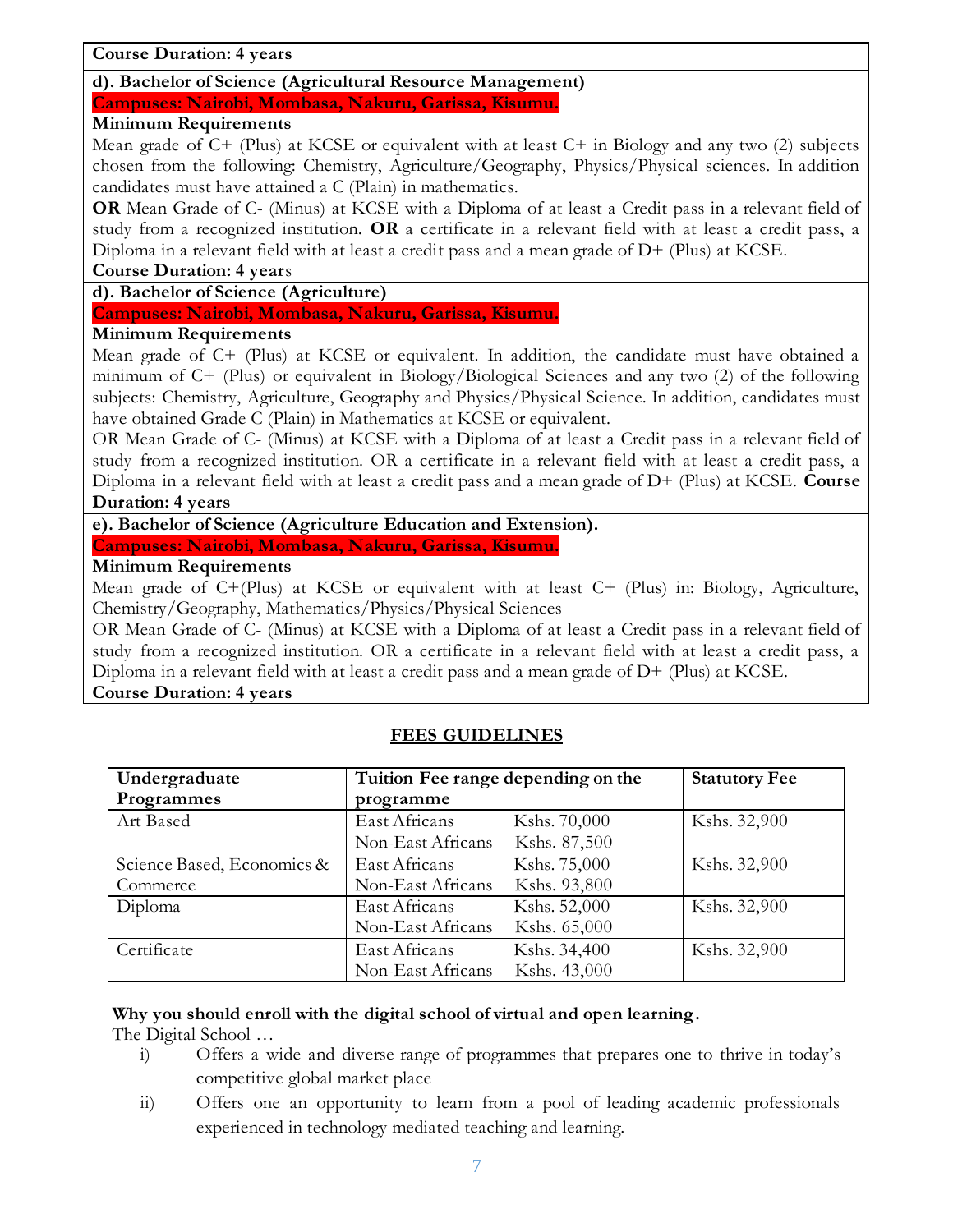**Course Duration: 4 years**

**d). Bachelor of Science (Agricultural Resource Management)**

**Campuses: Nairobi, Mombasa, Nakuru, Garissa, Kisumu.**

**Minimum Requirements**

Mean grade of C+ (Plus) at KCSE or equivalent with at least C+ in Biology and any two (2) subjects chosen from the following: Chemistry, Agriculture/Geography, Physics/Physical sciences. In addition candidates must have attained a C (Plain) in mathematics.

**OR** Mean Grade of C- (Minus) at KCSE with a Diploma of at least a Credit pass in a relevant field of study from a recognized institution. **OR** a certificate in a relevant field with at least a credit pass, a Diploma in a relevant field with at least a credit pass and a mean grade of D+ (Plus) at KCSE.

**Course Duration: 4 year**s

**d). Bachelor of Science (Agriculture)**

**Campuses: Nairobi, Mombasa, Nakuru, Garissa, Kisumu.**

**Minimum Requirements**

Mean grade of C+ (Plus) at KCSE or equivalent. In addition, the candidate must have obtained a minimum of C+ (Plus) or equivalent in Biology/Biological Sciences and any two (2) of the following subjects: Chemistry, Agriculture, Geography and Physics/Physical Science. In addition, candidates must have obtained Grade C (Plain) in Mathematics at KCSE or equivalent.

OR Mean Grade of C- (Minus) at KCSE with a Diploma of at least a Credit pass in a relevant field of study from a recognized institution. OR a certificate in a relevant field with at least a credit pass, a Diploma in a relevant field with at least a credit pass and a mean grade of D+ (Plus) at KCSE. **Course Duration: 4 years**

**e). Bachelor of Science (Agriculture Education and Extension).**

**Campuses: Nairobi, Mombasa, Nakuru, Garissa, Kisumu.**

**Minimum Requirements**

Mean grade of C+(Plus) at KCSE or equivalent with at least C+ (Plus) in: Biology, Agriculture, Chemistry/Geography, Mathematics/Physics/Physical Sciences

OR Mean Grade of C- (Minus) at KCSE with a Diploma of at least a Credit pass in a relevant field of study from a recognized institution. OR a certificate in a relevant field with at least a credit pass, a Diploma in a relevant field with at least a credit pass and a mean grade of D+ (Plus) at KCSE.

**Course Duration: 4 years**

## FEES GUIDELINES

| Undergraduate Programmes | Tuition Fee range depending on the programme | | Statutory Fee |
|---|---|---|---|
| Art Based | East Africans | Kshs. 70,000 | Kshs. 32,900 |
| | Non-East Africans | Kshs. 87,500 | |
| Science Based, Economics & Commerce | East Africans | Kshs. 75,000 | Kshs. 32,900 |
| | Non-East Africans | Kshs. 93,800 | |
| Diploma | East Africans | Kshs. 52,000 | Kshs. 32,900 |
| | Non-East Africans | Kshs. 65,000 | |
| Certificate | East Africans | Kshs. 34,400 | Kshs. 32,900 |
| | Non-East Africans | Kshs. 43,000 | |

**Why you should enroll with the digital school of virtual and open learning.**

The Digital School …

i) Offers a wide and diverse range of programmes that prepares one to thrive in today's competitive global market place

ii) Offers one an opportunity to learn from a pool of leading academic professionals experienced in technology mediated teaching and learning.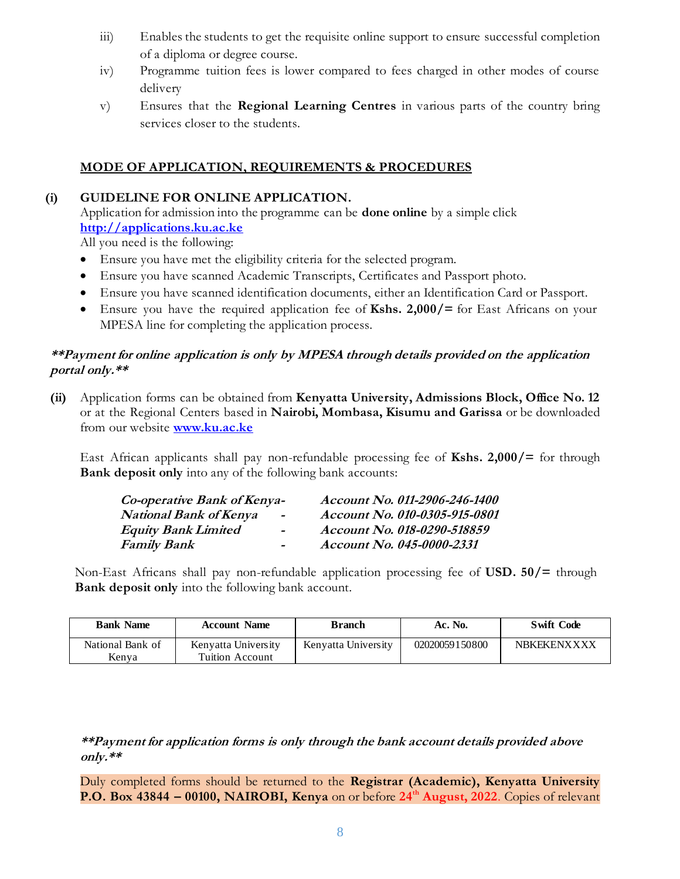iii) Enables the students to get the requisite online support to ensure successful completion of a diploma or degree course.

iv) Programme tuition fees is lower compared to fees charged in other modes of course delivery

v) Ensures that the **Regional Learning Centres** in various parts of the country bring services closer to the students.

## MODE OF APPLICATION, REQUIREMENTS & PROCEDURES

### (i) GUIDELINE FOR ONLINE APPLICATION.

Application for admission into the programme can be **done online** by a simple click **http://applications.ku.ac.ke**

All you need is the following:

- Ensure you have met the eligibility criteria for the selected program.
- Ensure you have scanned Academic Transcripts, Certificates and Passport photo.
- Ensure you have scanned identification documents, either an Identification Card or Passport.
- Ensure you have the required application fee of **Kshs. 2,000/=** for East Africans on your MPESA line for completing the application process.

***\*\*Payment for online application is only by MPESA through details provided on the application portal only.\*\****

**(ii)** Application forms can be obtained from **Kenyatta University, Admissions Block, Office No. 12** or at the Regional Centers based in **Nairobi, Mombasa, Kisumu and Garissa** or be downloaded from our website **www.ku.ac.ke**

East African applicants shall pay non-refundable processing fee of **Kshs. 2,000/=** for through **Bank deposit only** into any of the following bank accounts:

***Co-operative Bank of Kenya - Account No. 011-2906-246-1400***
***National Bank of Kenya - Account No. 010-0305-915-0801***
***Equity Bank Limited - Account No. 018-0290-518859***
***Family Bank - Account No. 045-0000-2331***

Non-East Africans shall pay non-refundable application processing fee of **USD. 50/=** through **Bank deposit only** into the following bank account.

| Bank Name | Account Name | Branch | Ac. No. | Swift Code |
|---|---|---|---|---|
| National Bank of Kenya | Kenyatta University Tuition Account | Kenyatta University | 02020059150800 | NBKEKENXXXX |

***\*\*Payment for application forms is only through the bank account details provided above only.\*\****

Duly completed forms should be returned to the **Registrar (Academic), Kenyatta University P.O. Box 43844 – 00100, NAIROBI, Kenya** on or before **24th August, 2022**. Copies of relevant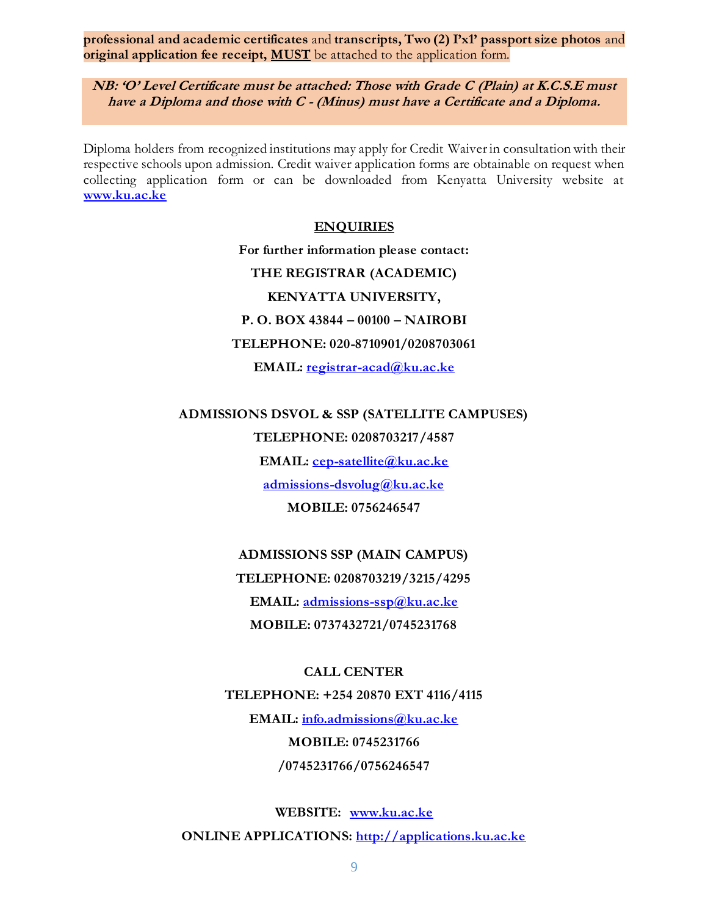**professional and academic certificates** and **transcripts, Two (2) I'x1' passport size photos** and **original application fee receipt, MUST** be attached to the application form.

***NB: 'O' Level Certificate must be attached: Those with Grade C (Plain) at K.C.S.E must have a Diploma and those with C - (Minus) must have a Certificate and a Diploma.***

Diploma holders from recognized institutions may apply for Credit Waiver in consultation with their respective schools upon admission. Credit waiver application forms are obtainable on request when collecting application form or can be downloaded from Kenyatta University website at www.ku.ac.ke

## ENQUIRIES

**For further information please contact:**

**THE REGISTRAR (ACADEMIC)**

**KENYATTA UNIVERSITY,**

**P. O. BOX 43844 – 00100 – NAIROBI**

**TELEPHONE: 020-8710901/0208703061**

**EMAIL: registrar-acad@ku.ac.ke**

**ADMISSIONS DSVOL & SSP (SATELLITE CAMPUSES)**

**TELEPHONE: 0208703217/4587**

**EMAIL: cep-satellite@ku.ac.ke**

**admissions-dsvolug@ku.ac.ke**

**MOBILE: 0756246547**

**ADMISSIONS SSP (MAIN CAMPUS)**

**TELEPHONE: 0208703219/3215/4295**

**EMAIL: admissions-ssp@ku.ac.ke**

**MOBILE: 0737432721/0745231768**

**CALL CENTER**

**TELEPHONE: +254 20870 EXT 4116/4115**

**EMAIL: info.admissions@ku.ac.ke**

**MOBILE: 0745231766**

**/0745231766/0756246547**

**WEBSITE: www.ku.ac.ke**

**ONLINE APPLICATIONS: http://applications.ku.ac.ke**